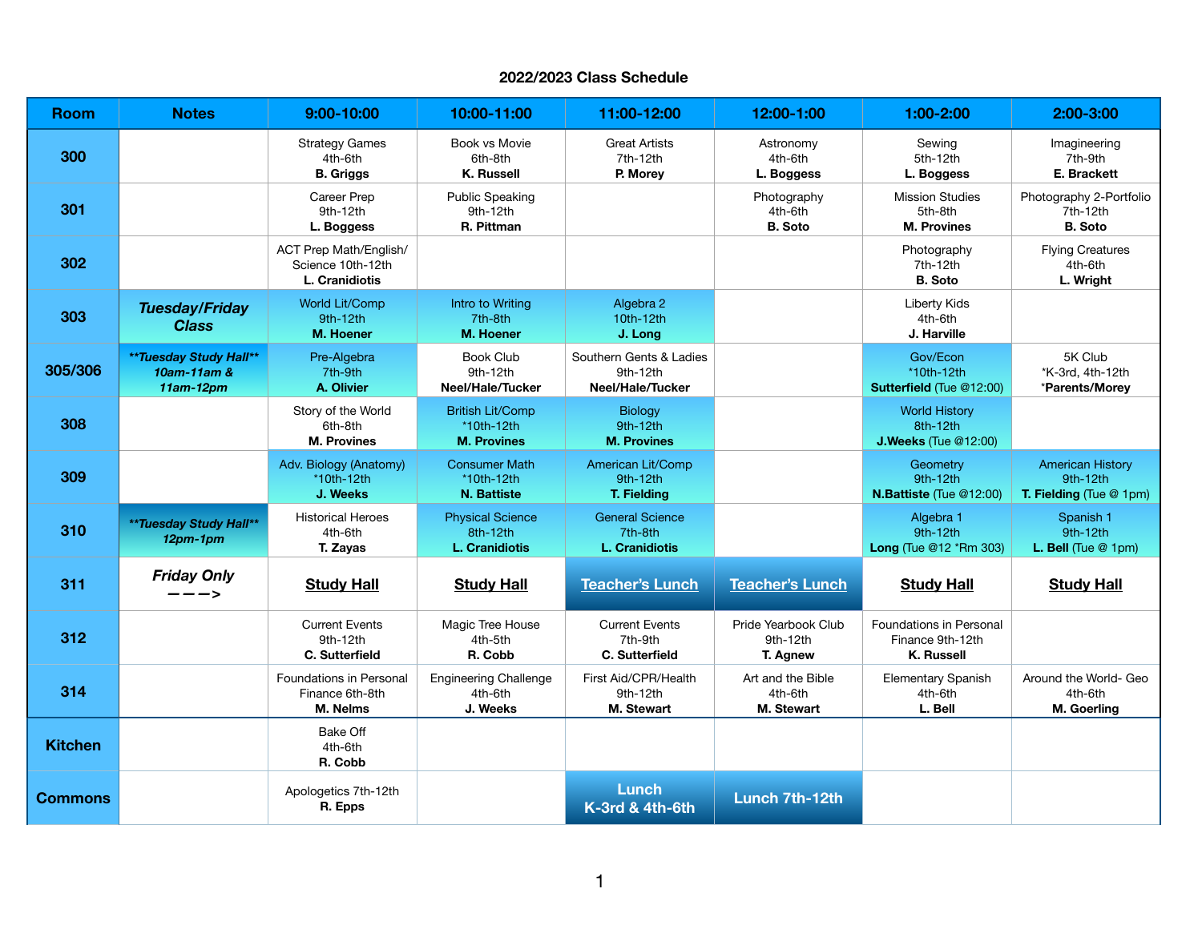## 2022/2023 Class Schedule

| Room | Notes | 9:00-10:00 | 10:00-11:00 | 11:00-12:00 | 12:00-1:00 | 1:00-2:00 | 2:00-3:00 |
|---|---|---|---|---|---|---|---|
| 300 | | Strategy Games 4th-6th **B. Griggs** | Book vs Movie 6th-8th **K. Russell** | Great Artists 7th-12th **P. Morey** | Astronomy 4th-6th **L. Boggess** | Sewing 5th-12th **L. Boggess** | Imagineering 7th-9th **E. Brackett** |
| 301 | | Career Prep 9th-12th **L. Boggess** | Public Speaking 9th-12th **R. Pittman** | | Photography 4th-6th **B. Soto** | Mission Studies 5th-8th **M. Provines** | Photography 2-Portfolio 7th-12th **B. Soto** |
| 302 | | ACT Prep Math/English/ Science 10th-12th **L. Cranidiotis** | | | | Photography 7th-12th **B. Soto** | Flying Creatures 4th-6th **L. Wright** |
| 303 | ***Tuesday/Friday Class*** | World Lit/Comp 9th-12th **M. Hoener** | Intro to Writing 7th-8th **M. Hoener** | Algebra 2 10th-12th **J. Long** | | Liberty Kids 4th-6th **J. Harville** | |
| 305/306 | ***\*\*Tuesday Study Hall\*\* 10am-11am & 11am-12pm*** | Pre-Algebra 7th-9th **A. Olivier** | Book Club 9th-12th **Neel/Hale/Tucker** | Southern Gents & Ladies 9th-12th **Neel/Hale/Tucker** | | Gov/Econ *10th-12th **Sutterfield** (Tue @12:00) | 5K Club *K-3rd, 4th-12th ***Parents/Morey** |
| 308 | | Story of the World 6th-8th **M. Provines** | British Lit/Comp *10th-12th **M. Provines** | Biology 9th-12th **M. Provines** | | World History 8th-12th **J.Weeks** (Tue @12:00) | |
| 309 | | Adv. Biology (Anatomy) *10th-12th **J. Weeks** | Consumer Math *10th-12th **N. Battiste** | American Lit/Comp 9th-12th **T. Fielding** | | Geometry 9th-12th **N.Battiste** (Tue @12:00) | American History 9th-12th **T. Fielding** (Tue @ 1pm) |
| 310 | ***\*\*Tuesday Study Hall\*\* 12pm-1pm*** | Historical Heroes 4th-6th **T. Zayas** | Physical Science 8th-12th **L. Cranidiotis** | General Science 7th-8th **L. Cranidiotis** | | Algebra 1 9th-12th **Long** (Tue @12 *Rm 303) | Spanish 1 9th-12th **L. Bell** (Tue @ 1pm) |
| 311 | ***Friday Only ———>*** | **Study Hall** | **Study Hall** | **Teacher's Lunch** | **Teacher's Lunch** | **Study Hall** | **Study Hall** |
| 312 | | Current Events 9th-12th **C. Sutterfield** | Magic Tree House 4th-5th **R. Cobb** | Current Events 7th-9th **C. Sutterfield** | Pride Yearbook Club 9th-12th **T. Agnew** | Foundations in Personal Finance 9th-12th **K. Russell** | |
| 314 | | Foundations in Personal Finance 6th-8th **M. Nelms** | Engineering Challenge 4th-6th **J. Weeks** | First Aid/CPR/Health 9th-12th **M. Stewart** | Art and the Bible 4th-6th **M. Stewart** | Elementary Spanish 4th-6th **L. Bell** | Around the World- Geo 4th-6th **M. Goerling** |
| Kitchen | | Bake Off 4th-6th **R. Cobb** | | | | | |
| Commons | | Apologetics 7th-12th **R. Epps** | | **Lunch K-3rd & 4th-6th** | **Lunch 7th-12th** | | |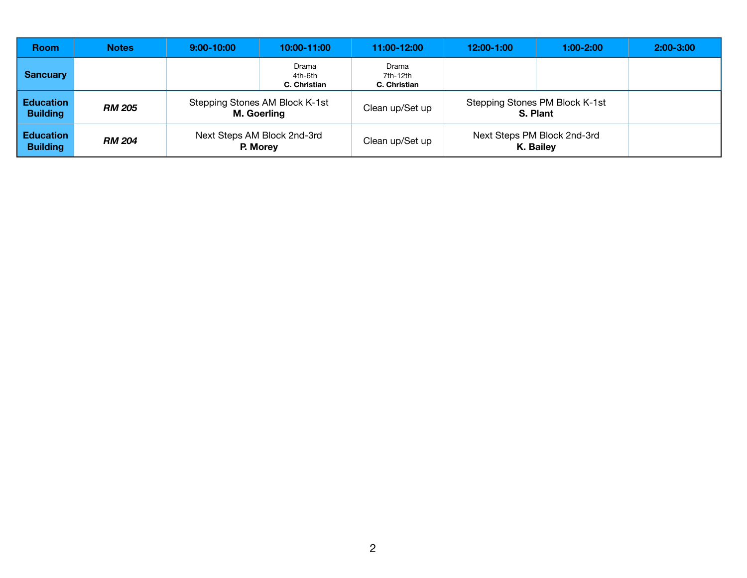| Room | Notes | 9:00-10:00 | 10:00-11:00 | 11:00-12:00 | 12:00-1:00 | 1:00-2:00 | 2:00-3:00 |
|---|---|---|---|---|---|---|---|
| **Sancuary** | | | Drama 4th-6th **C. Christian** | Drama 7th-12th **C. Christian** | | | |
| **Education Building** | ***RM 205*** | Stepping Stones AM Block K-1st **M. Goerling** | | Clean up/Set up | Stepping Stones PM Block K-1st **S. Plant** | | |
| **Education Building** | ***RM 204*** | Next Steps AM Block 2nd-3rd **P. Morey** | | Clean up/Set up | Next Steps PM Block 2nd-3rd **K. Bailey** | | |